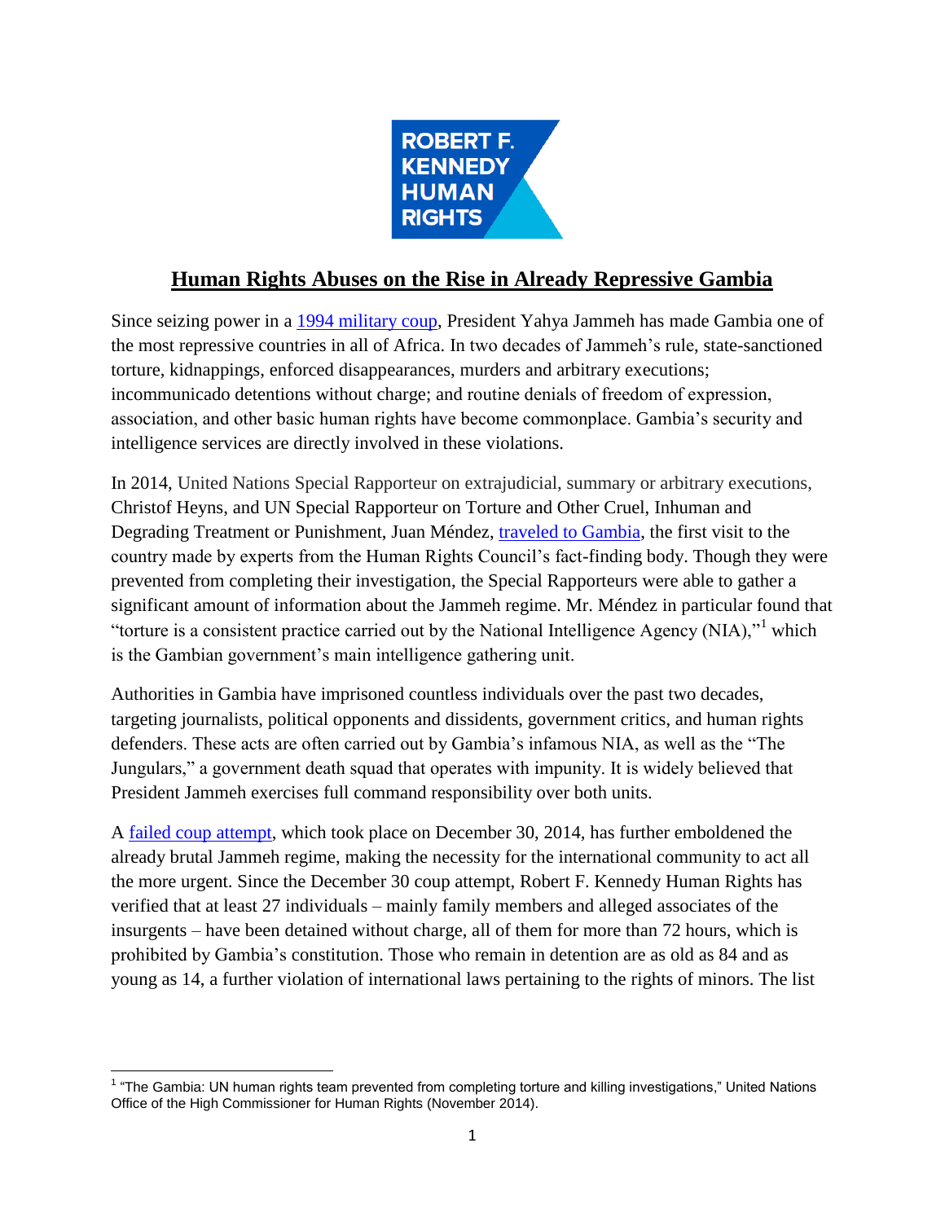ROBERT F. KENNEDY HUMAN RIGHTS

# Human Rights Abuses on the Rise in Already Repressive Gambia

Since seizing power in a 1994 military coup, President Yahya Jammeh has made Gambia one of the most repressive countries in all of Africa. In two decades of Jammeh's rule, state-sanctioned torture, kidnappings, enforced disappearances, murders and arbitrary executions; incommunicado detentions without charge; and routine denials of freedom of expression, association, and other basic human rights have become commonplace. Gambia's security and intelligence services are directly involved in these violations.

In 2014, United Nations Special Rapporteur on extrajudicial, summary or arbitrary executions, Christof Heyns, and UN Special Rapporteur on Torture and Other Cruel, Inhuman and Degrading Treatment or Punishment, Juan Méndez, traveled to Gambia, the first visit to the country made by experts from the Human Rights Council's fact-finding body. Though they were prevented from completing their investigation, the Special Rapporteurs were able to gather a significant amount of information about the Jammeh regime. Mr. Méndez in particular found that "torture is a consistent practice carried out by the National Intelligence Agency (NIA),"[1] which is the Gambian government's main intelligence gathering unit.

Authorities in Gambia have imprisoned countless individuals over the past two decades, targeting journalists, political opponents and dissidents, government critics, and human rights defenders. These acts are often carried out by Gambia's infamous NIA, as well as the "The Jungulars," a government death squad that operates with impunity. It is widely believed that President Jammeh exercises full command responsibility over both units.

A failed coup attempt, which took place on December 30, 2014, has further emboldened the already brutal Jammeh regime, making the necessity for the international community to act all the more urgent. Since the December 30 coup attempt, Robert F. Kennedy Human Rights has verified that at least 27 individuals – mainly family members and alleged associates of the insurgents – have been detained without charge, all of them for more than 72 hours, which is prohibited by Gambia's constitution. Those who remain in detention are as old as 84 and as young as 14, a further violation of international laws pertaining to the rights of minors. The list

[1] "The Gambia: UN human rights team prevented from completing torture and killing investigations," United Nations Office of the High Commissioner for Human Rights (November 2014).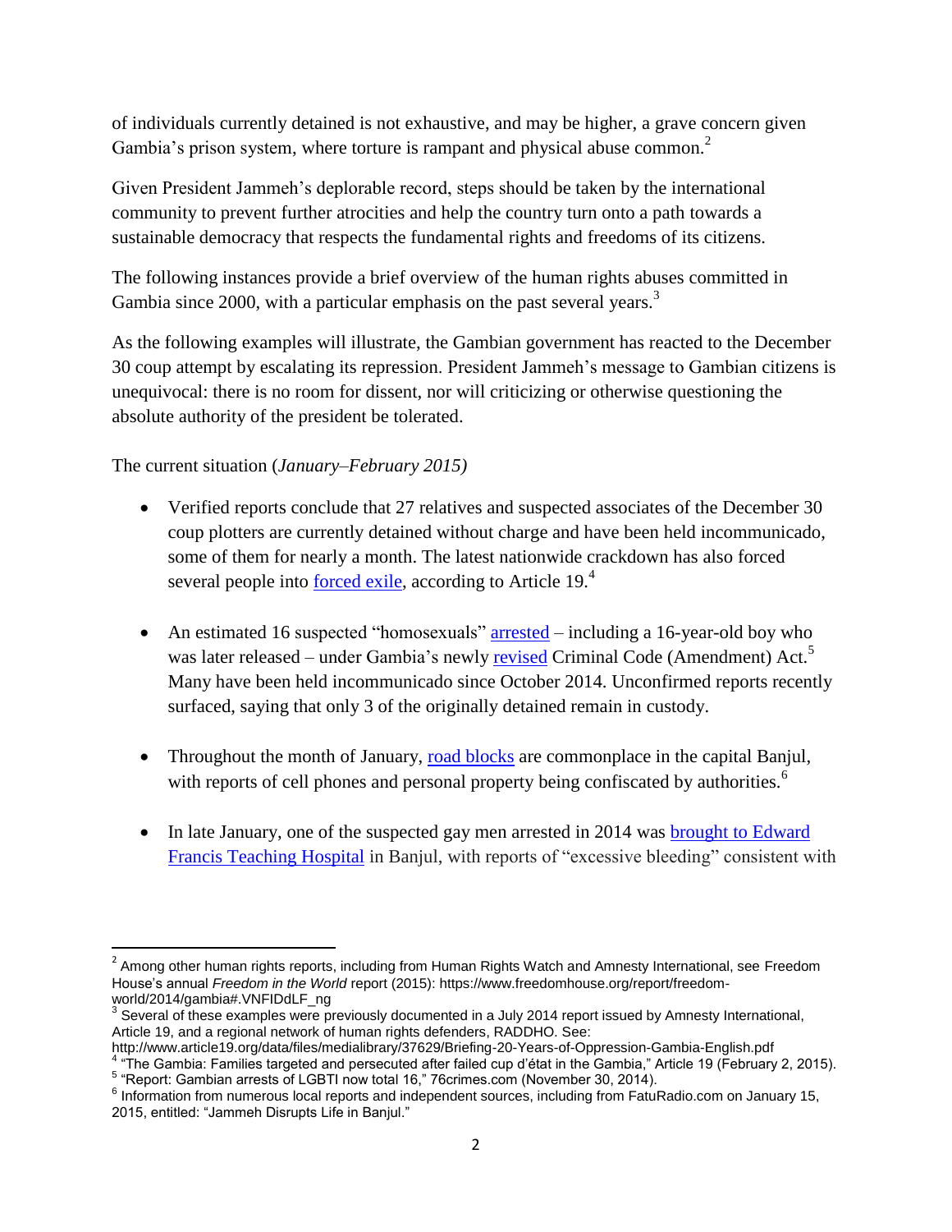of individuals currently detained is not exhaustive, and may be higher, a grave concern given Gambia's prison system, where torture is rampant and physical abuse common.[2]

Given President Jammeh's deplorable record, steps should be taken by the international community to prevent further atrocities and help the country turn onto a path towards a sustainable democracy that respects the fundamental rights and freedoms of its citizens.

The following instances provide a brief overview of the human rights abuses committed in Gambia since 2000, with a particular emphasis on the past several years.[3]

As the following examples will illustrate, the Gambian government has reacted to the December 30 coup attempt by escalating its repression. President Jammeh's message to Gambian citizens is unequivocal: there is no room for dissent, nor will criticizing or otherwise questioning the absolute authority of the president be tolerated.

The current situation (*January–February 2015)*

- Verified reports conclude that 27 relatives and suspected associates of the December 30 coup plotters are currently detained without charge and have been held incommunicado, some of them for nearly a month. The latest nationwide crackdown has also forced several people into forced exile, according to Article 19.[4]

- An estimated 16 suspected "homosexuals" arrested – including a 16-year-old boy who was later released – under Gambia's newly revised Criminal Code (Amendment) Act.[5] Many have been held incommunicado since October 2014. Unconfirmed reports recently surfaced, saying that only 3 of the originally detained remain in custody.

- Throughout the month of January, road blocks are commonplace in the capital Banjul, with reports of cell phones and personal property being confiscated by authorities.[6]

- In late January, one of the suspected gay men arrested in 2014 was brought to Edward Francis Teaching Hospital in Banjul, with reports of "excessive bleeding" consistent with

---

[2] Among other human rights reports, including from Human Rights Watch and Amnesty International, see Freedom House's annual *Freedom in the World* report (2015): https://www.freedomhouse.org/report/freedom-world/2014/gambia#.VNFIDdLF_ng

[3] Several of these examples were previously documented in a July 2014 report issued by Amnesty International, Article 19, and a regional network of human rights defenders, RADDHO. See: http://www.article19.org/data/files/medialibrary/37629/Briefing-20-Years-of-Oppression-Gambia-English.pdf

[4] "The Gambia: Families targeted and persecuted after failed cup d'état in the Gambia," Article 19 (February 2, 2015).

[5] "Report: Gambian arrests of LGBTI now total 16," 76crimes.com (November 30, 2014).

[6] Information from numerous local reports and independent sources, including from FatuRadio.com on January 15, 2015, entitled: "Jammeh Disrupts Life in Banjul."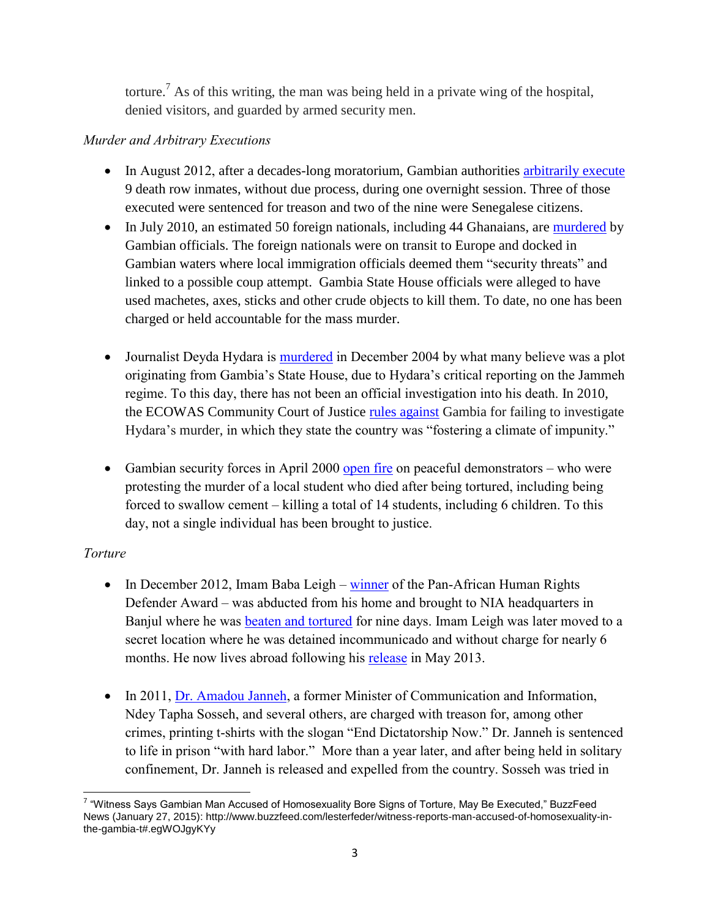torture.[7] As of this writing, the man was being held in a private wing of the hospital, denied visitors, and guarded by armed security men.

*Murder and Arbitrary Executions*

- In August 2012, after a decades-long moratorium, Gambian authorities arbitrarily execute 9 death row inmates, without due process, during one overnight session. Three of those executed were sentenced for treason and two of the nine were Senegalese citizens.
- In July 2010, an estimated 50 foreign nationals, including 44 Ghanaians, are murdered by Gambian officials. The foreign nationals were on transit to Europe and docked in Gambian waters where local immigration officials deemed them "security threats" and linked to a possible coup attempt. Gambia State House officials were alleged to have used machetes, axes, sticks and other crude objects to kill them. To date, no one has been charged or held accountable for the mass murder.
- Journalist Deyda Hydara is murdered in December 2004 by what many believe was a plot originating from Gambia's State House, due to Hydara's critical reporting on the Jammeh regime. To this day, there has not been an official investigation into his death. In 2010, the ECOWAS Community Court of Justice rules against Gambia for failing to investigate Hydara's murder, in which they state the country was "fostering a climate of impunity."
- Gambian security forces in April 2000 open fire on peaceful demonstrators – who were protesting the murder of a local student who died after being tortured, including being forced to swallow cement – killing a total of 14 students, including 6 children. To this day, not a single individual has been brought to justice.

*Torture*

- In December 2012, Imam Baba Leigh – winner of the Pan-African Human Rights Defender Award – was abducted from his home and brought to NIA headquarters in Banjul where he was beaten and tortured for nine days. Imam Leigh was later moved to a secret location where he was detained incommunicado and without charge for nearly 6 months. He now lives abroad following his release in May 2013.
- In 2011, Dr. Amadou Janneh, a former Minister of Communication and Information, Ndey Tapha Sosseh, and several others, are charged with treason for, among other crimes, printing t-shirts with the slogan "End Dictatorship Now." Dr. Janneh is sentenced to life in prison "with hard labor." More than a year later, and after being held in solitary confinement, Dr. Janneh is released and expelled from the country. Sosseh was tried in

[7] "Witness Says Gambian Man Accused of Homosexuality Bore Signs of Torture, May Be Executed," BuzzFeed News (January 27, 2015): http://www.buzzfeed.com/lesterfeder/witness-reports-man-accused-of-homosexuality-in-the-gambia-t#.egWOJgyKYy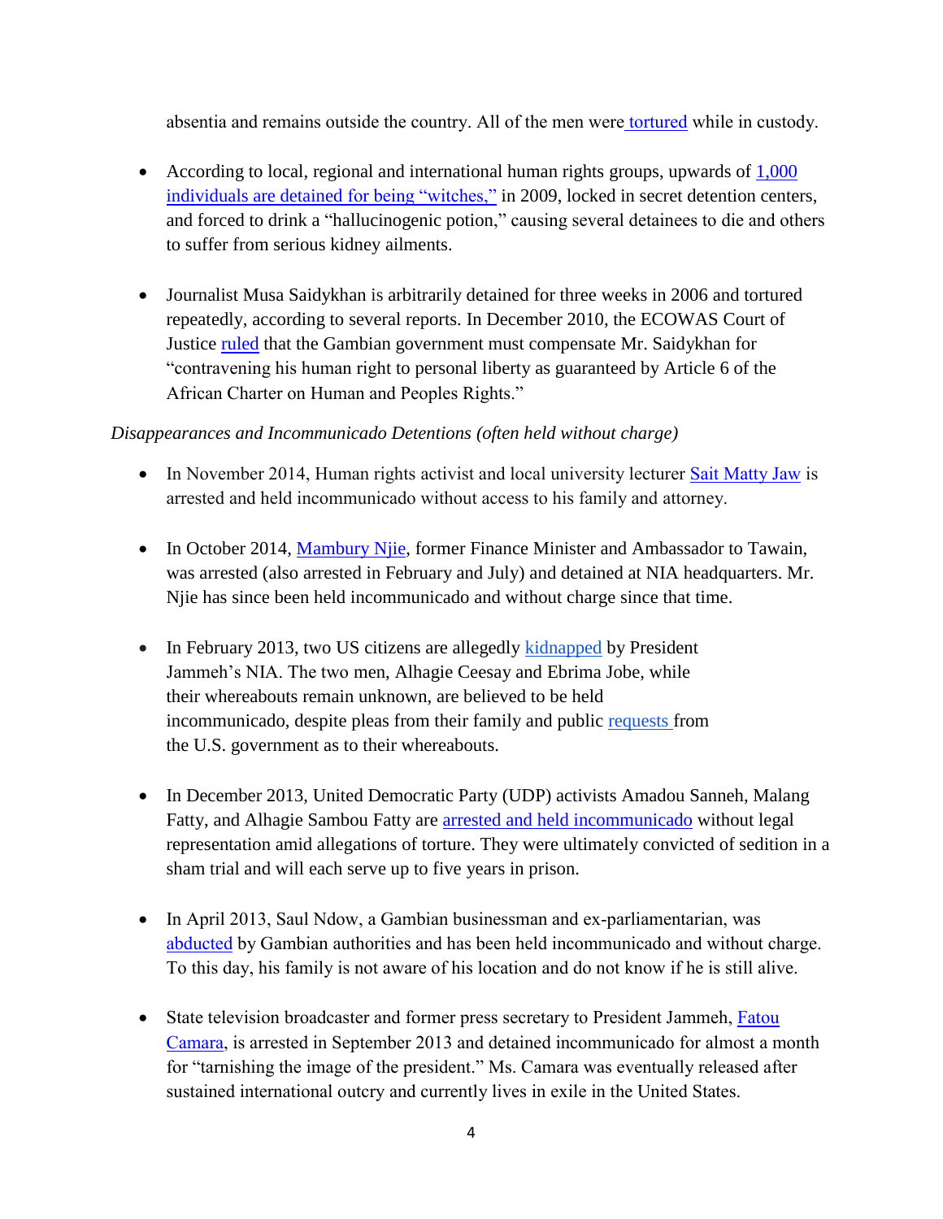absentia and remains outside the country. All of the men were tortured while in custody.

- According to local, regional and international human rights groups, upwards of 1,000 individuals are detained for being "witches," in 2009, locked in secret detention centers, and forced to drink a "hallucinogenic potion," causing several detainees to die and others to suffer from serious kidney ailments.

- Journalist Musa Saidykhan is arbitrarily detained for three weeks in 2006 and tortured repeatedly, according to several reports. In December 2010, the ECOWAS Court of Justice ruled that the Gambian government must compensate Mr. Saidykhan for "contravening his human right to personal liberty as guaranteed by Article 6 of the African Charter on Human and Peoples Rights."

*Disappearances and Incommunicado Detentions (often held without charge)*

- In November 2014, Human rights activist and local university lecturer Sait Matty Jaw is arrested and held incommunicado without access to his family and attorney.

- In October 2014, Mambury Njie, former Finance Minister and Ambassador to Tawain, was arrested (also arrested in February and July) and detained at NIA headquarters. Mr. Njie has since been held incommunicado and without charge since that time.

- In February 2013, two US citizens are allegedly kidnapped by President Jammeh's NIA. The two men, Alhagie Ceesay and Ebrima Jobe, while their whereabouts remain unknown, are believed to be held incommunicado, despite pleas from their family and public requests from the U.S. government as to their whereabouts.

- In December 2013, United Democratic Party (UDP) activists Amadou Sanneh, Malang Fatty, and Alhagie Sambou Fatty are arrested and held incommunicado without legal representation amid allegations of torture. They were ultimately convicted of sedition in a sham trial and will each serve up to five years in prison.

- In April 2013, Saul Ndow, a Gambian businessman and ex-parliamentarian, was abducted by Gambian authorities and has been held incommunicado and without charge. To this day, his family is not aware of his location and do not know if he is still alive.

- State television broadcaster and former press secretary to President Jammeh, Fatou Camara, is arrested in September 2013 and detained incommunicado for almost a month for "tarnishing the image of the president." Ms. Camara was eventually released after sustained international outcry and currently lives in exile in the United States.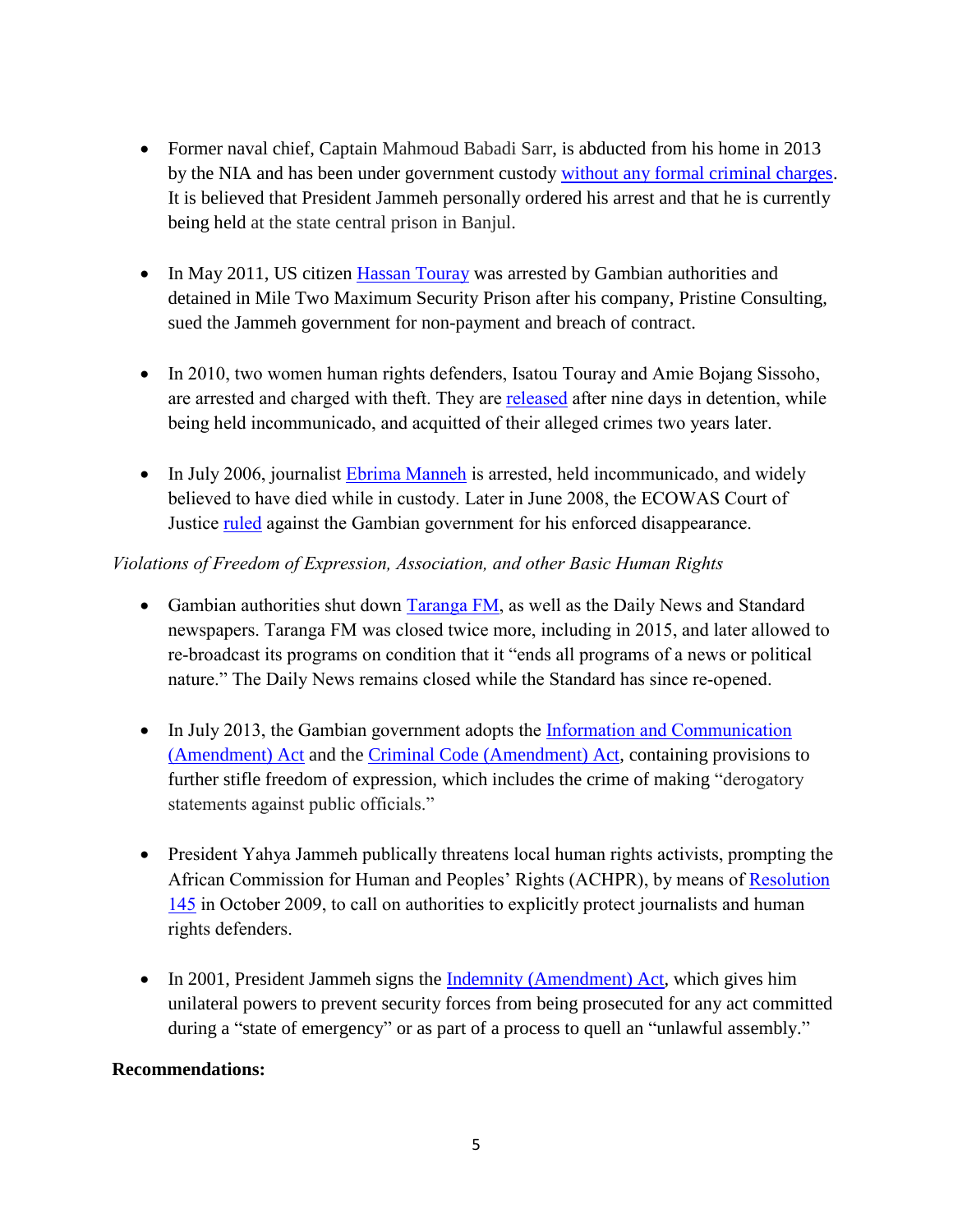- Former naval chief, Captain Mahmoud Babadi Sarr, is abducted from his home in 2013 by the NIA and has been under government custody without any formal criminal charges. It is believed that President Jammeh personally ordered his arrest and that he is currently being held at the state central prison in Banjul.

- In May 2011, US citizen Hassan Touray was arrested by Gambian authorities and detained in Mile Two Maximum Security Prison after his company, Pristine Consulting, sued the Jammeh government for non-payment and breach of contract.

- In 2010, two women human rights defenders, Isatou Touray and Amie Bojang Sissoho, are arrested and charged with theft. They are released after nine days in detention, while being held incommunicado, and acquitted of their alleged crimes two years later.

- In July 2006, journalist Ebrima Manneh is arrested, held incommunicado, and widely believed to have died while in custody. Later in June 2008, the ECOWAS Court of Justice ruled against the Gambian government for his enforced disappearance.

*Violations of Freedom of Expression, Association, and other Basic Human Rights*

- Gambian authorities shut down Taranga FM, as well as the Daily News and Standard newspapers. Taranga FM was closed twice more, including in 2015, and later allowed to re-broadcast its programs on condition that it "ends all programs of a news or political nature." The Daily News remains closed while the Standard has since re-opened.

- In July 2013, the Gambian government adopts the Information and Communication (Amendment) Act and the Criminal Code (Amendment) Act, containing provisions to further stifle freedom of expression, which includes the crime of making "derogatory statements against public officials."

- President Yahya Jammeh publically threatens local human rights activists, prompting the African Commission for Human and Peoples' Rights (ACHPR), by means of Resolution 145 in October 2009, to call on authorities to explicitly protect journalists and human rights defenders.

- In 2001, President Jammeh signs the Indemnity (Amendment) Act, which gives him unilateral powers to prevent security forces from being prosecuted for any act committed during a "state of emergency" or as part of a process to quell an "unlawful assembly."

**Recommendations:**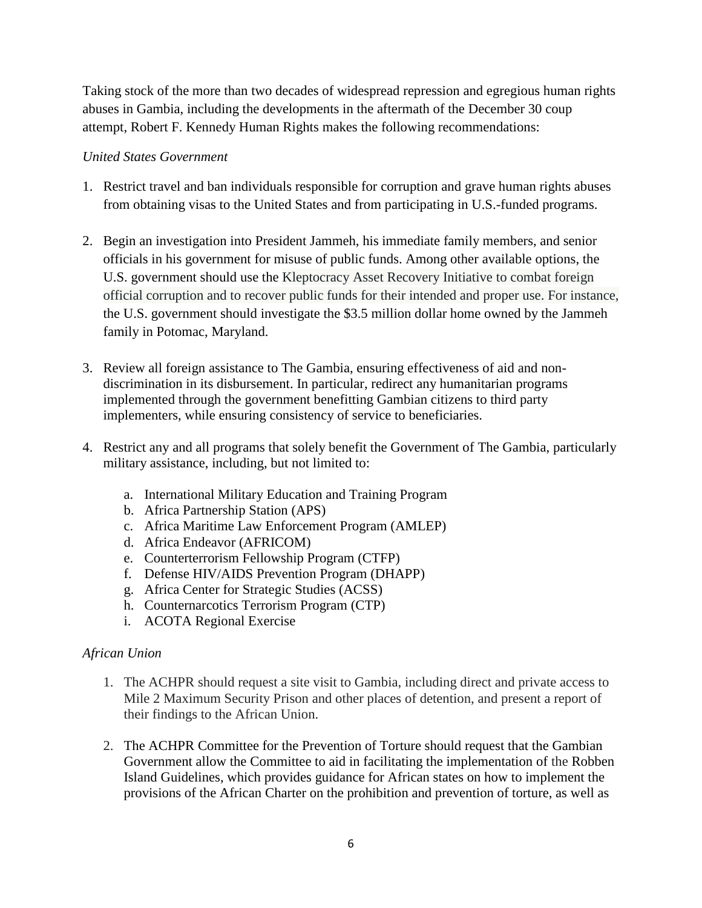Taking stock of the more than two decades of widespread repression and egregious human rights abuses in Gambia, including the developments in the aftermath of the December 30 coup attempt, Robert F. Kennedy Human Rights makes the following recommendations:

*United States Government*

1. Restrict travel and ban individuals responsible for corruption and grave human rights abuses from obtaining visas to the United States and from participating in U.S.-funded programs.

2. Begin an investigation into President Jammeh, his immediate family members, and senior officials in his government for misuse of public funds. Among other available options, the U.S. government should use the Kleptocracy Asset Recovery Initiative to combat foreign official corruption and to recover public funds for their intended and proper use. For instance, the U.S. government should investigate the $3.5 million dollar home owned by the Jammeh family in Potomac, Maryland.

3. Review all foreign assistance to The Gambia, ensuring effectiveness of aid and non-discrimination in its disbursement. In particular, redirect any humanitarian programs implemented through the government benefitting Gambian citizens to third party implementers, while ensuring consistency of service to beneficiaries.

4. Restrict any and all programs that solely benefit the Government of The Gambia, particularly military assistance, including, but not limited to:

    a. International Military Education and Training Program
    b. Africa Partnership Station (APS)
    c. Africa Maritime Law Enforcement Program (AMLEP)
    d. Africa Endeavor (AFRICOM)
    e. Counterterrorism Fellowship Program (CTFP)
    f. Defense HIV/AIDS Prevention Program (DHAPP)
    g. Africa Center for Strategic Studies (ACSS)
    h. Counternarcotics Terrorism Program (CTP)
    i. ACOTA Regional Exercise

*African Union*

1. The ACHPR should request a site visit to Gambia, including direct and private access to Mile 2 Maximum Security Prison and other places of detention, and present a report of their findings to the African Union.

2. The ACHPR Committee for the Prevention of Torture should request that the Gambian Government allow the Committee to aid in facilitating the implementation of the Robben Island Guidelines, which provides guidance for African states on how to implement the provisions of the African Charter on the prohibition and prevention of torture, as well as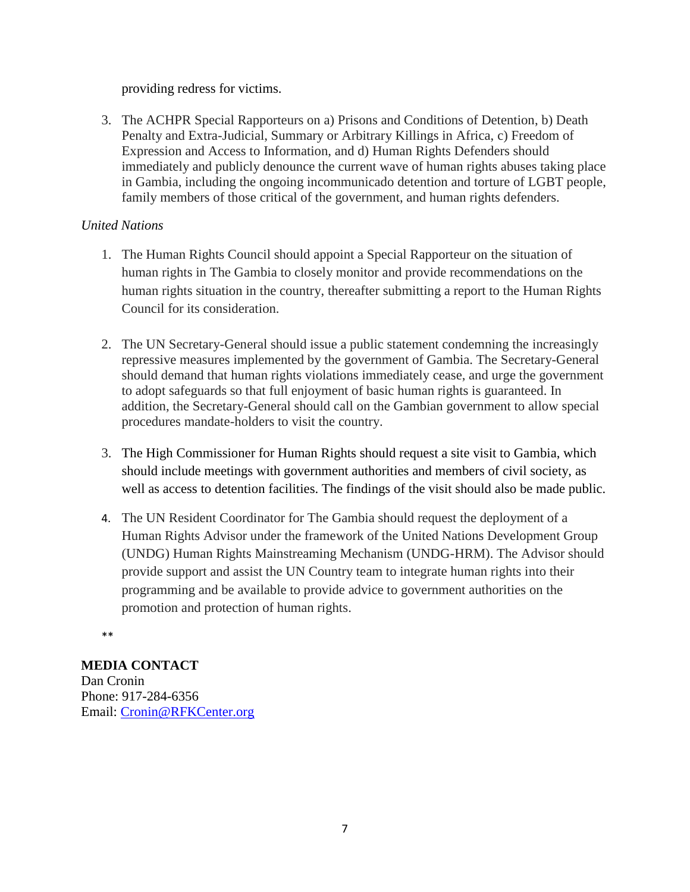providing redress for victims.

3. The ACHPR Special Rapporteurs on a) Prisons and Conditions of Detention, b) Death Penalty and Extra-Judicial, Summary or Arbitrary Killings in Africa, c) Freedom of Expression and Access to Information, and d) Human Rights Defenders should immediately and publicly denounce the current wave of human rights abuses taking place in Gambia, including the ongoing incommunicado detention and torture of LGBT people, family members of those critical of the government, and human rights defenders.

*United Nations*

1. The Human Rights Council should appoint a Special Rapporteur on the situation of human rights in The Gambia to closely monitor and provide recommendations on the human rights situation in the country, thereafter submitting a report to the Human Rights Council for its consideration.

2. The UN Secretary-General should issue a public statement condemning the increasingly repressive measures implemented by the government of Gambia. The Secretary-General should demand that human rights violations immediately cease, and urge the government to adopt safeguards so that full enjoyment of basic human rights is guaranteed. In addition, the Secretary-General should call on the Gambian government to allow special procedures mandate-holders to visit the country.

3. The High Commissioner for Human Rights should request a site visit to Gambia, which should include meetings with government authorities and members of civil society, as well as access to detention facilities. The findings of the visit should also be made public.

4. The UN Resident Coordinator for The Gambia should request the deployment of a Human Rights Advisor under the framework of the United Nations Development Group (UNDG) Human Rights Mainstreaming Mechanism (UNDG-HRM). The Advisor should provide support and assist the UN Country team to integrate human rights into their programming and be available to provide advice to government authorities on the promotion and protection of human rights.

**

**MEDIA CONTACT**
Dan Cronin
Phone: 917-284-6356
Email: Cronin@RFKCenter.org